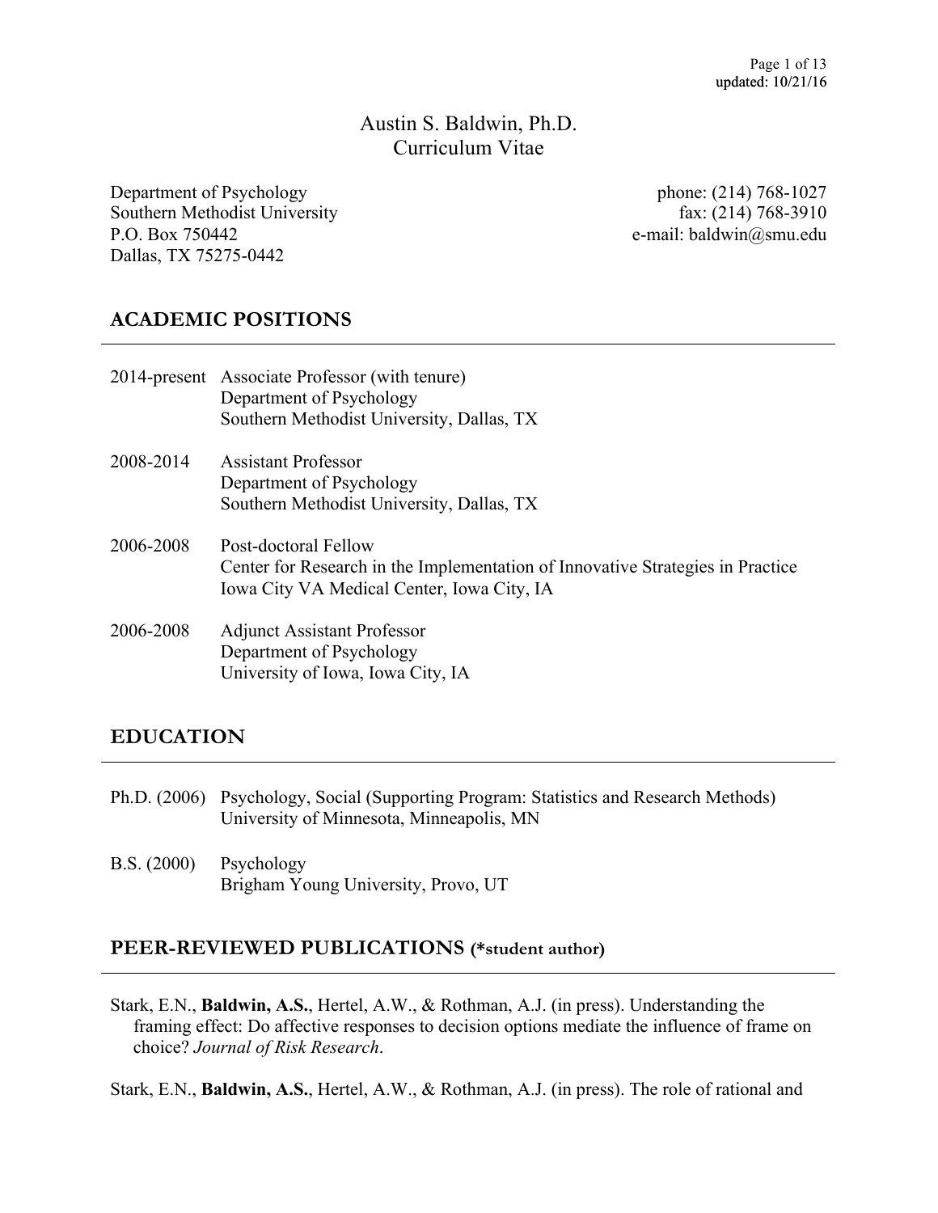# Austin S. Baldwin, Ph.D.
## Curriculum Vitae

Department of Psychology
Southern Methodist University
P.O. Box 750442
Dallas, TX 75275-0442

phone: (214) 768-1027
fax: (214) 768-3910
e-mail: baldwin@smu.edu

## ACADEMIC POSITIONS

2014-present Associate Professor (with tenure)
Department of Psychology
Southern Methodist University, Dallas, TX

2008-2014 Assistant Professor
Department of Psychology
Southern Methodist University, Dallas, TX

2006-2008 Post-doctoral Fellow
Center for Research in the Implementation of Innovative Strategies in Practice
Iowa City VA Medical Center, Iowa City, IA

2006-2008 Adjunct Assistant Professor
Department of Psychology
University of Iowa, Iowa City, IA

## EDUCATION

Ph.D. (2006) Psychology, Social (Supporting Program: Statistics and Research Methods)
University of Minnesota, Minneapolis, MN

B.S. (2000) Psychology
Brigham Young University, Provo, UT

## PEER-REVIEWED PUBLICATIONS (*student author)

Stark, E.N., **Baldwin, A.S.**, Hertel, A.W., & Rothman, A.J. (in press). Understanding the framing effect: Do affective responses to decision options mediate the influence of frame on choice? *Journal of Risk Research*.

Stark, E.N., **Baldwin, A.S.**, Hertel, A.W., & Rothman, A.J. (in press). The role of rational and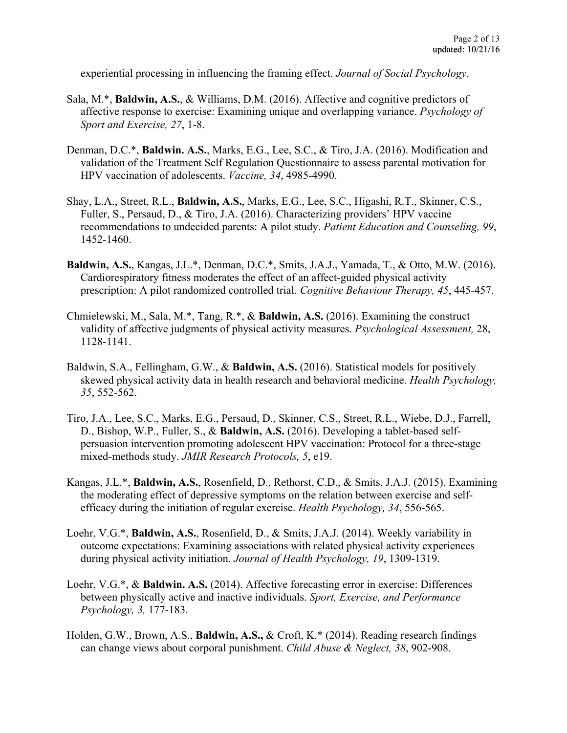experiential processing in influencing the framing effect. *Journal of Social Psychology*.

Sala, M.*, **Baldwin, A.S.**, & Williams, D.M. (2016). Affective and cognitive predictors of affective response to exercise: Examining unique and overlapping variance. *Psychology of Sport and Exercise, 27*, 1-8.

Denman, D.C.*, **Baldwin. A.S.**, Marks, E.G., Lee, S.C., & Tiro, J.A. (2016). Modification and validation of the Treatment Self Regulation Questionnaire to assess parental motivation for HPV vaccination of adolescents. *Vaccine, 34*, 4985-4990.

Shay, L.A., Street, R.L., **Baldwin, A.S.**, Marks, E.G., Lee, S.C., Higashi, R.T., Skinner, C.S., Fuller, S., Persaud, D., & Tiro, J.A. (2016). Characterizing providers' HPV vaccine recommendations to undecided parents: A pilot study. *Patient Education and Counseling, 99*, 1452-1460.

**Baldwin, A.S.**, Kangas, J.L.*, Denman, D.C.*, Smits, J.A.J., Yamada, T., & Otto, M.W. (2016). Cardiorespiratory fitness moderates the effect of an affect-guided physical activity prescription: A pilot randomized controlled trial. *Cognitive Behaviour Therapy, 45*, 445-457.

Chmielewski, M., Sala, M.*, Tang, R.*, & **Baldwin, A.S.** (2016). Examining the construct validity of affective judgments of physical activity measures. *Psychological Assessment,* 28, 1128-1141.

Baldwin, S.A., Fellingham, G.W., & **Baldwin, A.S.** (2016). Statistical models for positively skewed physical activity data in health research and behavioral medicine. *Health Psychology, 35*, 552-562.

Tiro, J.A., Lee, S.C., Marks, E.G., Persaud, D., Skinner, C.S., Street, R.L., Wiebe, D.J., Farrell, D., Bishop, W.P., Fuller, S., & **Baldwin, A.S.** (2016). Developing a tablet-based self-persuasion intervention promoting adolescent HPV vaccination: Protocol for a three-stage mixed-methods study. *JMIR Research Protocols, 5*, e19.

Kangas, J.L.*, **Baldwin, A.S.**, Rosenfield, D., Rethorst, C.D., & Smits, J.A.J. (2015). Examining the moderating effect of depressive symptoms on the relation between exercise and self-efficacy during the initiation of regular exercise. *Health Psychology, 34*, 556-565.

Loehr, V.G.*, **Baldwin, A.S.**, Rosenfield, D., & Smits, J.A.J. (2014). Weekly variability in outcome expectations: Examining associations with related physical activity experiences during physical activity initiation. *Journal of Health Psychology, 19*, 1309-1319.

Loehr, V.G.*, & **Baldwin. A.S.** (2014). Affective forecasting error in exercise: Differences between physically active and inactive individuals. *Sport, Exercise, and Performance Psychology, 3,* 177-183.

Holden, G.W., Brown, A.S., **Baldwin, A.S.,** & Croft, K.* (2014). Reading research findings can change views about corporal punishment. *Child Abuse & Neglect, 38*, 902-908.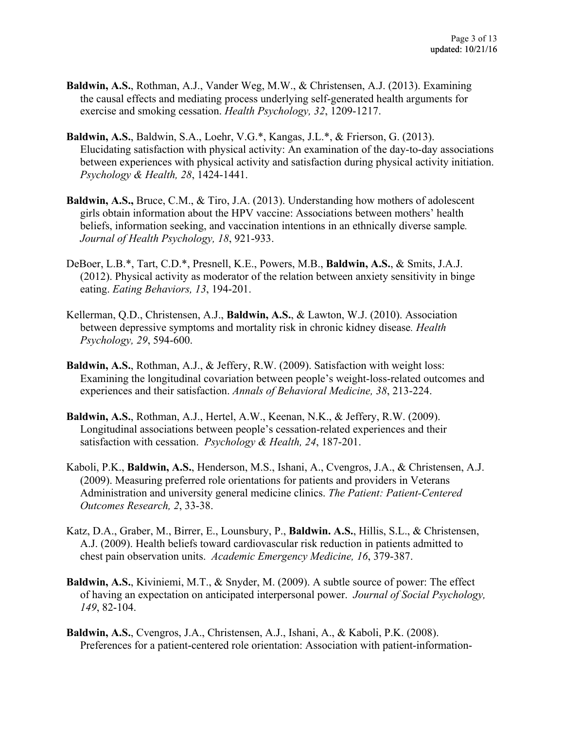**Baldwin, A.S.**, Rothman, A.J., Vander Weg, M.W., & Christensen, A.J. (2013). Examining the causal effects and mediating process underlying self-generated health arguments for exercise and smoking cessation. *Health Psychology, 32*, 1209-1217.

**Baldwin, A.S.**, Baldwin, S.A., Loehr, V.G.*, Kangas, J.L.*, & Frierson, G. (2013). Elucidating satisfaction with physical activity: An examination of the day-to-day associations between experiences with physical activity and satisfaction during physical activity initiation. *Psychology & Health, 28*, 1424-1441.

**Baldwin, A.S.,** Bruce, C.M., & Tiro, J.A. (2013). Understanding how mothers of adolescent girls obtain information about the HPV vaccine: Associations between mothers' health beliefs, information seeking, and vaccination intentions in an ethnically diverse sample*. Journal of Health Psychology, 18*, 921-933.

DeBoer, L.B.*, Tart, C.D.*, Presnell, K.E., Powers, M.B., **Baldwin, A.S.**, & Smits, J.A.J. (2012). Physical activity as moderator of the relation between anxiety sensitivity in binge eating. *Eating Behaviors, 13*, 194-201.

Kellerman, Q.D., Christensen, A.J., **Baldwin, A.S.**, & Lawton, W.J. (2010). Association between depressive symptoms and mortality risk in chronic kidney disease*. Health Psychology, 29*, 594-600.

**Baldwin, A.S.**, Rothman, A.J., & Jeffery, R.W. (2009). Satisfaction with weight loss: Examining the longitudinal covariation between people's weight-loss-related outcomes and experiences and their satisfaction. *Annals of Behavioral Medicine, 38*, 213-224.

**Baldwin, A.S.**, Rothman, A.J., Hertel, A.W., Keenan, N.K., & Jeffery, R.W. (2009). Longitudinal associations between people's cessation-related experiences and their satisfaction with cessation. *Psychology & Health, 24*, 187-201.

Kaboli, P.K., **Baldwin, A.S.**, Henderson, M.S., Ishani, A., Cvengros, J.A., & Christensen, A.J. (2009). Measuring preferred role orientations for patients and providers in Veterans Administration and university general medicine clinics. *The Patient: Patient-Centered Outcomes Research, 2*, 33-38.

Katz, D.A., Graber, M., Birrer, E., Lounsbury, P., **Baldwin. A.S.**, Hillis, S.L., & Christensen, A.J. (2009). Health beliefs toward cardiovascular risk reduction in patients admitted to chest pain observation units. *Academic Emergency Medicine, 16*, 379-387.

**Baldwin, A.S.**, Kiviniemi, M.T., & Snyder, M. (2009). A subtle source of power: The effect of having an expectation on anticipated interpersonal power. *Journal of Social Psychology, 149*, 82-104.

**Baldwin, A.S.**, Cvengros, J.A., Christensen, A.J., Ishani, A., & Kaboli, P.K. (2008). Preferences for a patient-centered role orientation: Association with patient-information-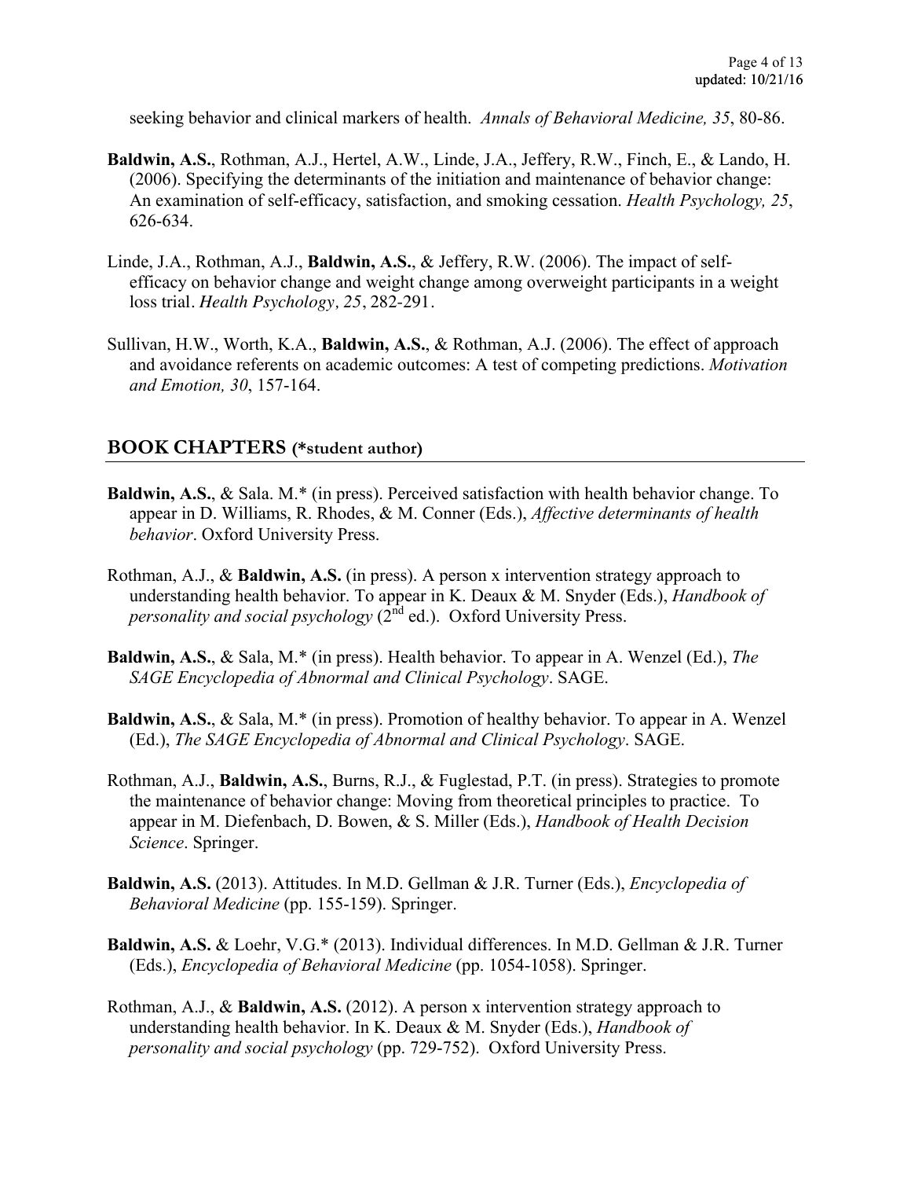seeking behavior and clinical markers of health. *Annals of Behavioral Medicine, 35*, 80-86.

**Baldwin, A.S.**, Rothman, A.J., Hertel, A.W., Linde, J.A., Jeffery, R.W., Finch, E., & Lando, H. (2006). Specifying the determinants of the initiation and maintenance of behavior change: An examination of self-efficacy, satisfaction, and smoking cessation. *Health Psychology, 25*, 626-634.

Linde, J.A., Rothman, A.J., **Baldwin, A.S.**, & Jeffery, R.W. (2006). The impact of self-efficacy on behavior change and weight change among overweight participants in a weight loss trial. *Health Psychology, 25*, 282-291.

Sullivan, H.W., Worth, K.A., **Baldwin, A.S.**, & Rothman, A.J. (2006). The effect of approach and avoidance referents on academic outcomes: A test of competing predictions. *Motivation and Emotion, 30*, 157-164.

## BOOK CHAPTERS (*student author)

**Baldwin, A.S.**, & Sala. M.* (in press). Perceived satisfaction with health behavior change. To appear in D. Williams, R. Rhodes, & M. Conner (Eds.), *Affective determinants of health behavior*. Oxford University Press.

Rothman, A.J., & **Baldwin, A.S.** (in press). A person x intervention strategy approach to understanding health behavior. To appear in K. Deaux & M. Snyder (Eds.), *Handbook of personality and social psychology* (2nd ed.). Oxford University Press.

**Baldwin, A.S.**, & Sala, M.* (in press). Health behavior. To appear in A. Wenzel (Ed.), *The SAGE Encyclopedia of Abnormal and Clinical Psychology*. SAGE.

**Baldwin, A.S.**, & Sala, M.* (in press). Promotion of healthy behavior. To appear in A. Wenzel (Ed.), *The SAGE Encyclopedia of Abnormal and Clinical Psychology*. SAGE.

Rothman, A.J., **Baldwin, A.S.**, Burns, R.J., & Fuglestad, P.T. (in press). Strategies to promote the maintenance of behavior change: Moving from theoretical principles to practice. To appear in M. Diefenbach, D. Bowen, & S. Miller (Eds.), *Handbook of Health Decision Science*. Springer.

**Baldwin, A.S.** (2013). Attitudes. In M.D. Gellman & J.R. Turner (Eds.), *Encyclopedia of Behavioral Medicine* (pp. 155-159). Springer.

**Baldwin, A.S.** & Loehr, V.G.* (2013). Individual differences. In M.D. Gellman & J.R. Turner (Eds.), *Encyclopedia of Behavioral Medicine* (pp. 1054-1058). Springer.

Rothman, A.J., & **Baldwin, A.S.** (2012). A person x intervention strategy approach to understanding health behavior. In K. Deaux & M. Snyder (Eds.), *Handbook of personality and social psychology* (pp. 729-752). Oxford University Press.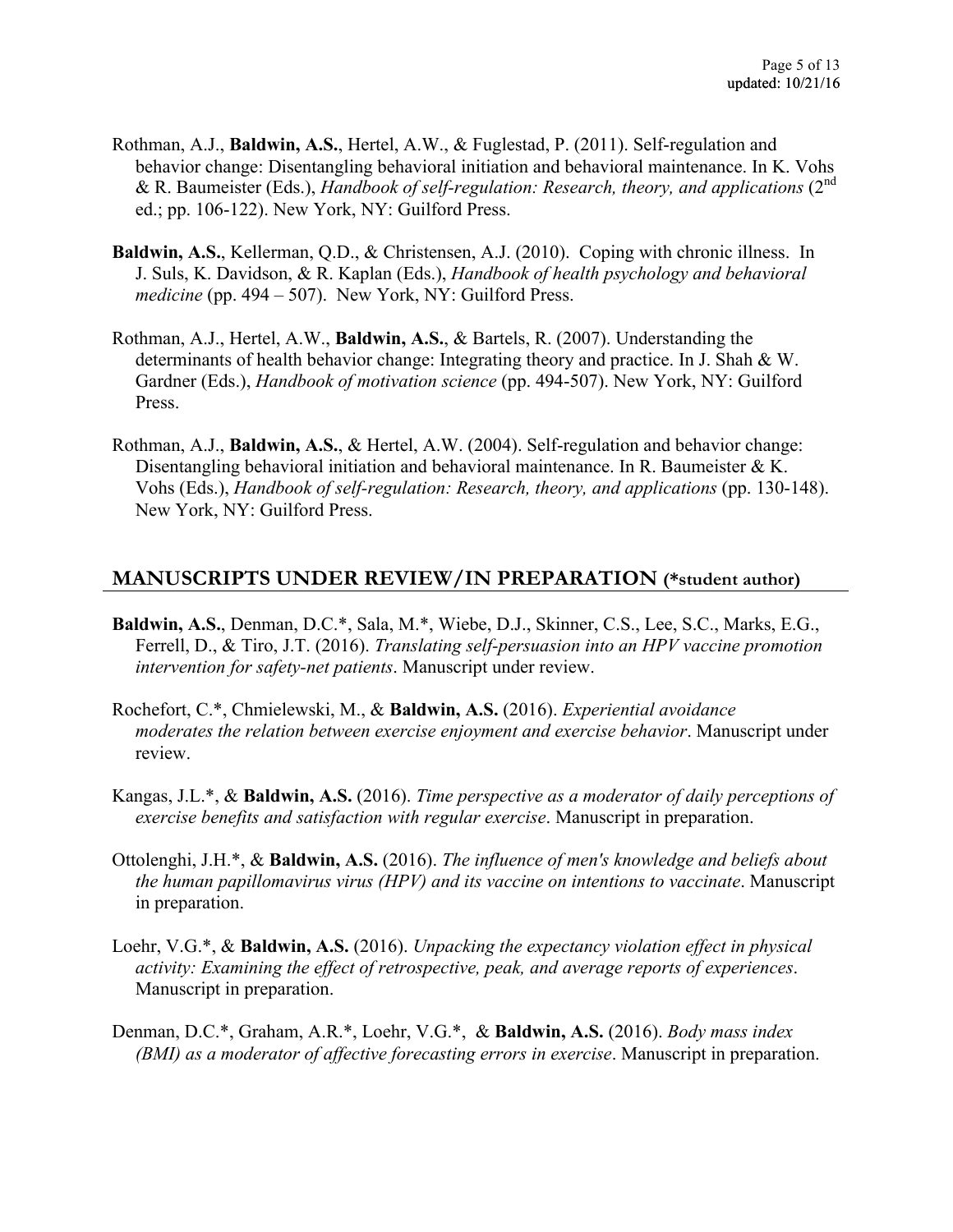Rothman, A.J., **Baldwin, A.S.**, Hertel, A.W., & Fuglestad, P. (2011). Self-regulation and behavior change: Disentangling behavioral initiation and behavioral maintenance. In K. Vohs & R. Baumeister (Eds.), *Handbook of self-regulation: Research, theory, and applications* (2nd ed.; pp. 106-122). New York, NY: Guilford Press.

**Baldwin, A.S.**, Kellerman, Q.D., & Christensen, A.J. (2010). Coping with chronic illness. In J. Suls, K. Davidson, & R. Kaplan (Eds.), *Handbook of health psychology and behavioral medicine* (pp. 494 – 507). New York, NY: Guilford Press.

Rothman, A.J., Hertel, A.W., **Baldwin, A.S.**, & Bartels, R. (2007). Understanding the determinants of health behavior change: Integrating theory and practice. In J. Shah & W. Gardner (Eds.), *Handbook of motivation science* (pp. 494-507). New York, NY: Guilford Press.

Rothman, A.J., **Baldwin, A.S.**, & Hertel, A.W. (2004). Self-regulation and behavior change: Disentangling behavioral initiation and behavioral maintenance. In R. Baumeister & K. Vohs (Eds.), *Handbook of self-regulation: Research, theory, and applications* (pp. 130-148). New York, NY: Guilford Press.

## MANUSCRIPTS UNDER REVIEW/IN PREPARATION (*student author)

**Baldwin, A.S.**, Denman, D.C.*, Sala, M.*, Wiebe, D.J., Skinner, C.S., Lee, S.C., Marks, E.G., Ferrell, D., & Tiro, J.T. (2016). *Translating self-persuasion into an HPV vaccine promotion intervention for safety-net patients*. Manuscript under review.

Rochefort, C.*, Chmielewski, M., & **Baldwin, A.S.** (2016). *Experiential avoidance moderates the relation between exercise enjoyment and exercise behavior*. Manuscript under review.

Kangas, J.L.*, & **Baldwin, A.S.** (2016). *Time perspective as a moderator of daily perceptions of exercise benefits and satisfaction with regular exercise*. Manuscript in preparation.

Ottolenghi, J.H.*, & **Baldwin, A.S.** (2016). *The influence of men's knowledge and beliefs about the human papillomavirus virus (HPV) and its vaccine on intentions to vaccinate*. Manuscript in preparation.

Loehr, V.G.*, & **Baldwin, A.S.** (2016). *Unpacking the expectancy violation effect in physical activity: Examining the effect of retrospective, peak, and average reports of experiences*. Manuscript in preparation.

Denman, D.C.*, Graham, A.R.*, Loehr, V.G.*, & **Baldwin, A.S.** (2016). *Body mass index (BMI) as a moderator of affective forecasting errors in exercise*. Manuscript in preparation.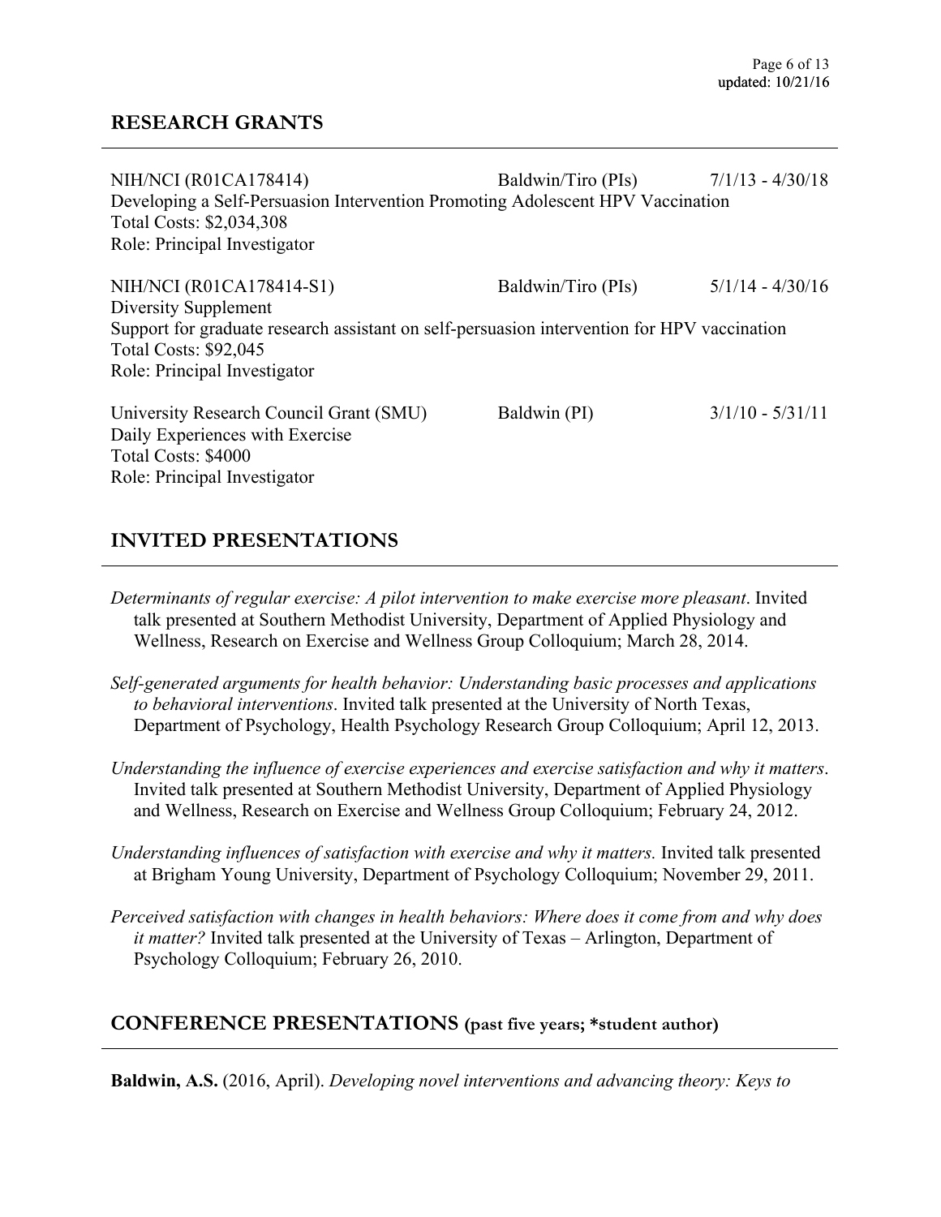## RESEARCH GRANTS

NIH/NCI (R01CA178414) Baldwin/Tiro (PIs) 7/1/13 - 4/30/18
Developing a Self-Persuasion Intervention Promoting Adolescent HPV Vaccination
Total Costs: $2,034,308
Role: Principal Investigator

NIH/NCI (R01CA178414-S1) Baldwin/Tiro (PIs) 5/1/14 - 4/30/16
Diversity Supplement
Support for graduate research assistant on self-persuasion intervention for HPV vaccination
Total Costs: $92,045
Role: Principal Investigator

University Research Council Grant (SMU) Baldwin (PI) 3/1/10 - 5/31/11
Daily Experiences with Exercise
Total Costs: $4000
Role: Principal Investigator

## INVITED PRESENTATIONS

*Determinants of regular exercise: A pilot intervention to make exercise more pleasant*. Invited talk presented at Southern Methodist University, Department of Applied Physiology and Wellness, Research on Exercise and Wellness Group Colloquium; March 28, 2014.

*Self-generated arguments for health behavior: Understanding basic processes and applications to behavioral interventions*. Invited talk presented at the University of North Texas, Department of Psychology, Health Psychology Research Group Colloquium; April 12, 2013.

*Understanding the influence of exercise experiences and exercise satisfaction and why it matters*. Invited talk presented at Southern Methodist University, Department of Applied Physiology and Wellness, Research on Exercise and Wellness Group Colloquium; February 24, 2012.

*Understanding influences of satisfaction with exercise and why it matters.* Invited talk presented at Brigham Young University, Department of Psychology Colloquium; November 29, 2011.

*Perceived satisfaction with changes in health behaviors: Where does it come from and why does it matter?* Invited talk presented at the University of Texas – Arlington, Department of Psychology Colloquium; February 26, 2010.

## CONFERENCE PRESENTATIONS (past five years; *student author)

**Baldwin, A.S.** (2016, April). *Developing novel interventions and advancing theory: Keys to*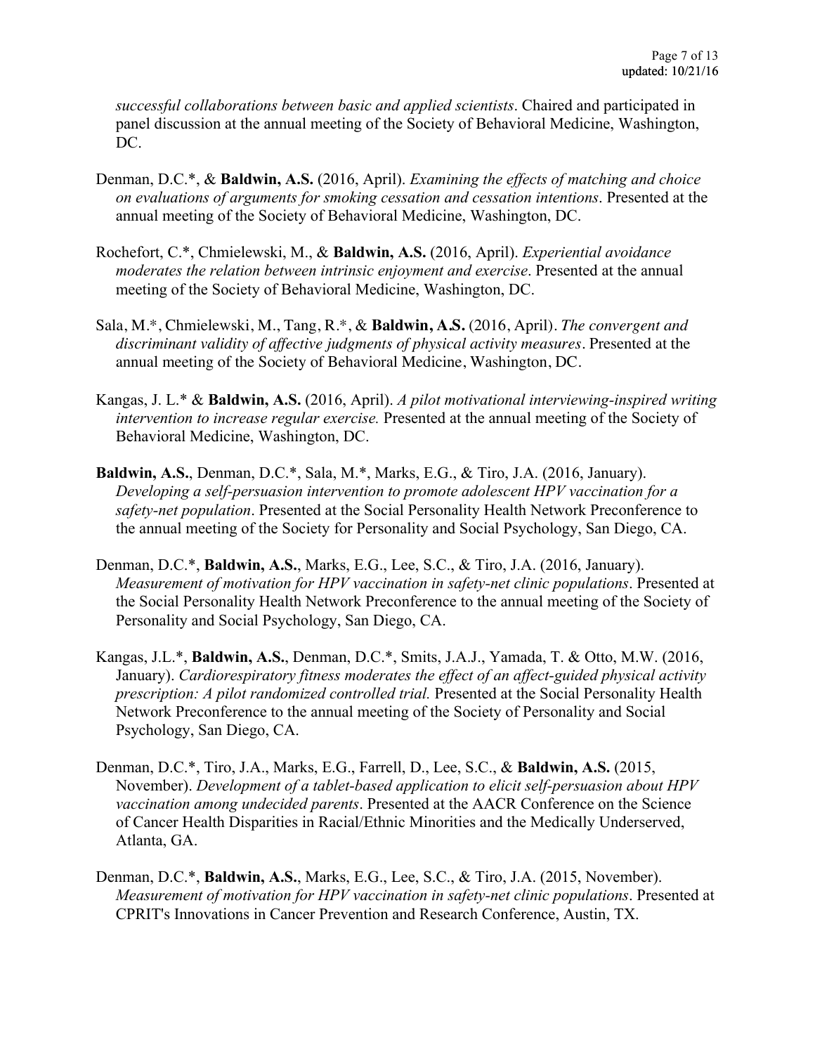*successful collaborations between basic and applied scientists*. Chaired and participated in panel discussion at the annual meeting of the Society of Behavioral Medicine, Washington, DC.

Denman, D.C.*, & **Baldwin, A.S.** (2016, April). *Examining the effects of matching and choice on evaluations of arguments for smoking cessation and cessation intentions*. Presented at the annual meeting of the Society of Behavioral Medicine, Washington, DC.

Rochefort, C.*, Chmielewski, M., & **Baldwin, A.S.** (2016, April). *Experiential avoidance moderates the relation between intrinsic enjoyment and exercise*. Presented at the annual meeting of the Society of Behavioral Medicine, Washington, DC.

Sala, M.*, Chmielewski, M., Tang, R.*, & **Baldwin, A.S.** (2016, April). *The convergent and discriminant validity of affective judgments of physical activity measures*. Presented at the annual meeting of the Society of Behavioral Medicine, Washington, DC.

Kangas, J. L.* & **Baldwin, A.S.** (2016, April). *A pilot motivational interviewing-inspired writing intervention to increase regular exercise.* Presented at the annual meeting of the Society of Behavioral Medicine, Washington, DC.

**Baldwin, A.S.**, Denman, D.C.*, Sala, M.*, Marks, E.G., & Tiro, J.A. (2016, January). *Developing a self-persuasion intervention to promote adolescent HPV vaccination for a safety-net population*. Presented at the Social Personality Health Network Preconference to the annual meeting of the Society for Personality and Social Psychology, San Diego, CA.

Denman, D.C.*, **Baldwin, A.S.**, Marks, E.G., Lee, S.C., & Tiro, J.A. (2016, January). *Measurement of motivation for HPV vaccination in safety-net clinic populations*. Presented at the Social Personality Health Network Preconference to the annual meeting of the Society of Personality and Social Psychology, San Diego, CA.

Kangas, J.L.*, **Baldwin, A.S.**, Denman, D.C.*, Smits, J.A.J., Yamada, T. & Otto, M.W. (2016, January). *Cardiorespiratory fitness moderates the effect of an affect-guided physical activity prescription: A pilot randomized controlled trial.* Presented at the Social Personality Health Network Preconference to the annual meeting of the Society of Personality and Social Psychology, San Diego, CA.

Denman, D.C.*, Tiro, J.A., Marks, E.G., Farrell, D., Lee, S.C., & **Baldwin, A.S.** (2015, November). *Development of a tablet-based application to elicit self-persuasion about HPV vaccination among undecided parents*. Presented at the AACR Conference on the Science of Cancer Health Disparities in Racial/Ethnic Minorities and the Medically Underserved, Atlanta, GA.

Denman, D.C.*, **Baldwin, A.S.**, Marks, E.G., Lee, S.C., & Tiro, J.A. (2015, November). *Measurement of motivation for HPV vaccination in safety-net clinic populations*. Presented at CPRIT's Innovations in Cancer Prevention and Research Conference, Austin, TX.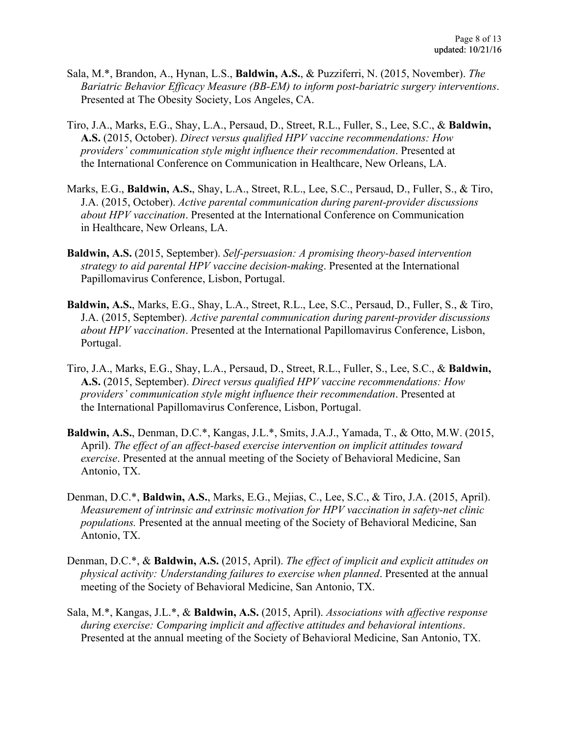Sala, M.*, Brandon, A., Hynan, L.S., **Baldwin, A.S.**, & Puzziferri, N. (2015, November). *The Bariatric Behavior Efficacy Measure (BB-EM) to inform post-bariatric surgery interventions*. Presented at The Obesity Society, Los Angeles, CA.

Tiro, J.A., Marks, E.G., Shay, L.A., Persaud, D., Street, R.L., Fuller, S., Lee, S.C., & **Baldwin, A.S.** (2015, October). *Direct versus qualified HPV vaccine recommendations: How providers' communication style might influence their recommendation*. Presented at the International Conference on Communication in Healthcare, New Orleans, LA.

Marks, E.G., **Baldwin, A.S.**, Shay, L.A., Street, R.L., Lee, S.C., Persaud, D., Fuller, S., & Tiro, J.A. (2015, October). *Active parental communication during parent-provider discussions about HPV vaccination*. Presented at the International Conference on Communication in Healthcare, New Orleans, LA.

**Baldwin, A.S.** (2015, September). *Self-persuasion: A promising theory-based intervention strategy to aid parental HPV vaccine decision-making*. Presented at the International Papillomavirus Conference, Lisbon, Portugal.

**Baldwin, A.S.**, Marks, E.G., Shay, L.A., Street, R.L., Lee, S.C., Persaud, D., Fuller, S., & Tiro, J.A. (2015, September). *Active parental communication during parent-provider discussions about HPV vaccination*. Presented at the International Papillomavirus Conference, Lisbon, Portugal.

Tiro, J.A., Marks, E.G., Shay, L.A., Persaud, D., Street, R.L., Fuller, S., Lee, S.C., & **Baldwin, A.S.** (2015, September). *Direct versus qualified HPV vaccine recommendations: How providers' communication style might influence their recommendation*. Presented at the International Papillomavirus Conference, Lisbon, Portugal.

**Baldwin, A.S.**, Denman, D.C.*, Kangas, J.L.*, Smits, J.A.J., Yamada, T., & Otto, M.W. (2015, April). *The effect of an affect-based exercise intervention on implicit attitudes toward exercise*. Presented at the annual meeting of the Society of Behavioral Medicine, San Antonio, TX.

Denman, D.C.*, **Baldwin, A.S.**, Marks, E.G., Mejias, C., Lee, S.C., & Tiro, J.A. (2015, April). *Measurement of intrinsic and extrinsic motivation for HPV vaccination in safety-net clinic populations.* Presented at the annual meeting of the Society of Behavioral Medicine, San Antonio, TX.

Denman, D.C.*, & **Baldwin, A.S.** (2015, April). *The effect of implicit and explicit attitudes on physical activity: Understanding failures to exercise when planned*. Presented at the annual meeting of the Society of Behavioral Medicine, San Antonio, TX.

Sala, M.*, Kangas, J.L.*, & **Baldwin, A.S.** (2015, April). *Associations with affective response during exercise: Comparing implicit and affective attitudes and behavioral intentions*. Presented at the annual meeting of the Society of Behavioral Medicine, San Antonio, TX.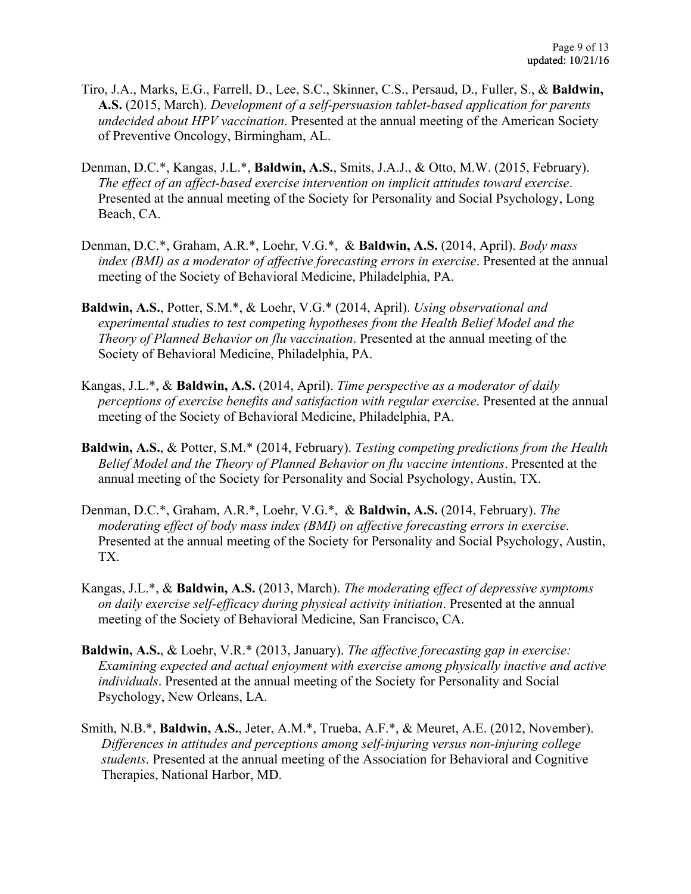Tiro, J.A., Marks, E.G., Farrell, D., Lee, S.C., Skinner, C.S., Persaud, D., Fuller, S., & **Baldwin, A.S.** (2015, March). *Development of a self-persuasion tablet-based application for parents undecided about HPV vaccination*. Presented at the annual meeting of the American Society of Preventive Oncology, Birmingham, AL.

Denman, D.C.*, Kangas, J.L.*, **Baldwin, A.S.**, Smits, J.A.J., & Otto, M.W. (2015, February). *The effect of an affect-based exercise intervention on implicit attitudes toward exercise*. Presented at the annual meeting of the Society for Personality and Social Psychology, Long Beach, CA.

Denman, D.C.*, Graham, A.R.*, Loehr, V.G.*, & **Baldwin, A.S.** (2014, April). *Body mass index (BMI) as a moderator of affective forecasting errors in exercise*. Presented at the annual meeting of the Society of Behavioral Medicine, Philadelphia, PA.

**Baldwin, A.S.**, Potter, S.M.*, & Loehr, V.G.* (2014, April). *Using observational and experimental studies to test competing hypotheses from the Health Belief Model and the Theory of Planned Behavior on flu vaccination*. Presented at the annual meeting of the Society of Behavioral Medicine, Philadelphia, PA.

Kangas, J.L.*, & **Baldwin, A.S.** (2014, April). *Time perspective as a moderator of daily perceptions of exercise benefits and satisfaction with regular exercise*. Presented at the annual meeting of the Society of Behavioral Medicine, Philadelphia, PA.

**Baldwin, A.S.**, & Potter, S.M.* (2014, February). *Testing competing predictions from the Health Belief Model and the Theory of Planned Behavior on flu vaccine intentions*. Presented at the annual meeting of the Society for Personality and Social Psychology, Austin, TX.

Denman, D.C.*, Graham, A.R.*, Loehr, V.G.*, & **Baldwin, A.S.** (2014, February). *The moderating effect of body mass index (BMI) on affective forecasting errors in exercise*. Presented at the annual meeting of the Society for Personality and Social Psychology, Austin, TX.

Kangas, J.L.*, & **Baldwin, A.S.** (2013, March). *The moderating effect of depressive symptoms on daily exercise self-efficacy during physical activity initiation*. Presented at the annual meeting of the Society of Behavioral Medicine, San Francisco, CA.

**Baldwin, A.S.**, & Loehr, V.R.* (2013, January). *The affective forecasting gap in exercise: Examining expected and actual enjoyment with exercise among physically inactive and active individuals*. Presented at the annual meeting of the Society for Personality and Social Psychology, New Orleans, LA.

Smith, N.B.*, **Baldwin, A.S.**, Jeter, A.M.*, Trueba, A.F.*, & Meuret, A.E. (2012, November). *Differences in attitudes and perceptions among self-injuring versus non-injuring college students*. Presented at the annual meeting of the Association for Behavioral and Cognitive Therapies, National Harbor, MD.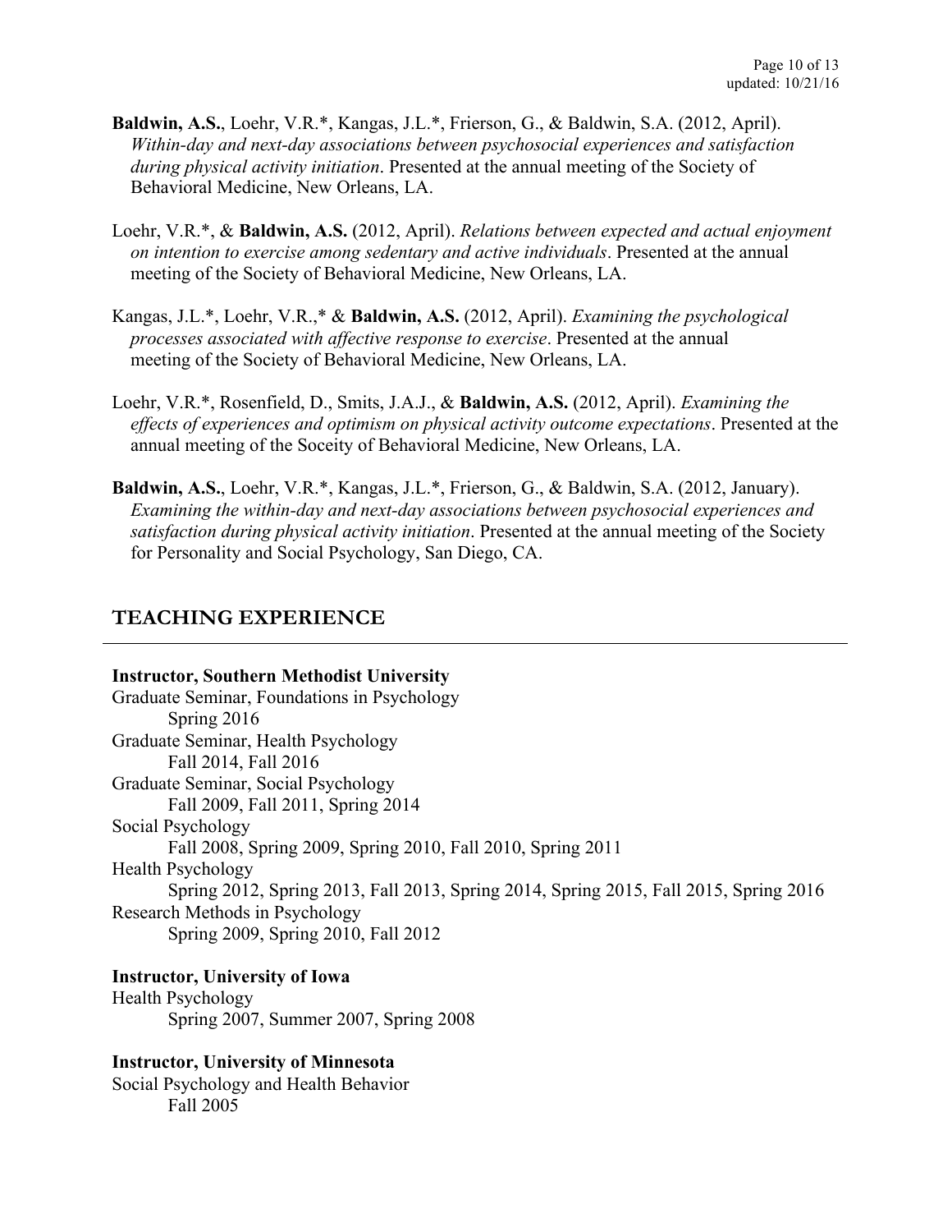**Baldwin, A.S.**, Loehr, V.R.*, Kangas, J.L.*, Frierson, G., & Baldwin, S.A. (2012, April). *Within-day and next-day associations between psychosocial experiences and satisfaction during physical activity initiation*. Presented at the annual meeting of the Society of Behavioral Medicine, New Orleans, LA.

Loehr, V.R.*, & **Baldwin, A.S.** (2012, April). *Relations between expected and actual enjoyment on intention to exercise among sedentary and active individuals*. Presented at the annual meeting of the Society of Behavioral Medicine, New Orleans, LA.

Kangas, J.L.*, Loehr, V.R.,* & **Baldwin, A.S.** (2012, April). *Examining the psychological processes associated with affective response to exercise*. Presented at the annual meeting of the Society of Behavioral Medicine, New Orleans, LA.

Loehr, V.R.*, Rosenfield, D., Smits, J.A.J., & **Baldwin, A.S.** (2012, April). *Examining the effects of experiences and optimism on physical activity outcome expectations*. Presented at the annual meeting of the Soceity of Behavioral Medicine, New Orleans, LA.

**Baldwin, A.S.**, Loehr, V.R.*, Kangas, J.L.*, Frierson, G., & Baldwin, S.A. (2012, January). *Examining the within-day and next-day associations between psychosocial experiences and satisfaction during physical activity initiation*. Presented at the annual meeting of the Society for Personality and Social Psychology, San Diego, CA.

## TEACHING EXPERIENCE

**Instructor, Southern Methodist University**

Graduate Seminar, Foundations in Psychology
    Spring 2016

Graduate Seminar, Health Psychology
    Fall 2014, Fall 2016

Graduate Seminar, Social Psychology
    Fall 2009, Fall 2011, Spring 2014

Social Psychology
    Fall 2008, Spring 2009, Spring 2010, Fall 2010, Spring 2011

Health Psychology
    Spring 2012, Spring 2013, Fall 2013, Spring 2014, Spring 2015, Fall 2015, Spring 2016

Research Methods in Psychology
    Spring 2009, Spring 2010, Fall 2012

**Instructor, University of Iowa**

Health Psychology
    Spring 2007, Summer 2007, Spring 2008

**Instructor, University of Minnesota**

Social Psychology and Health Behavior
    Fall 2005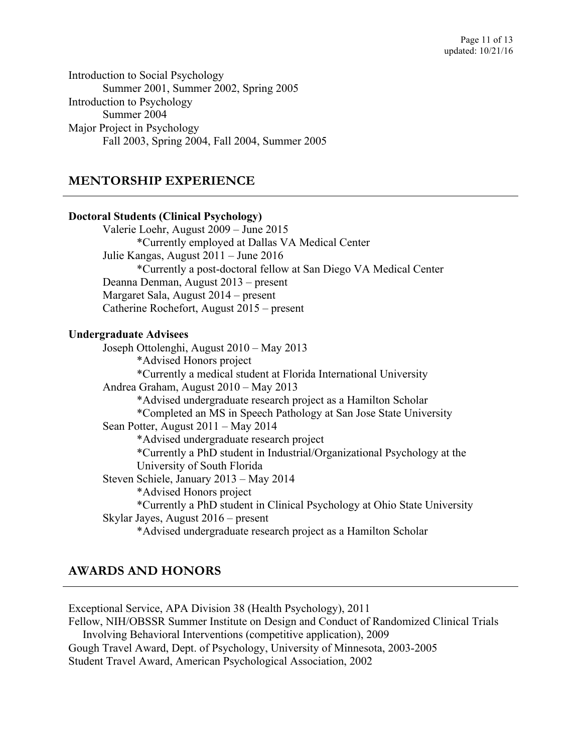Introduction to Social Psychology

Summer 2001, Summer 2002, Spring 2005

Introduction to Psychology

Summer 2004

Major Project in Psychology

Fall 2003, Spring 2004, Fall 2004, Summer 2005

## MENTORSHIP EXPERIENCE

**Doctoral Students (Clinical Psychology)**

Valerie Loehr, August 2009 – June 2015
- *Currently employed at Dallas VA Medical Center

Julie Kangas, August 2011 – June 2016
- *Currently a post-doctoral fellow at San Diego VA Medical Center

Deanna Denman, August 2013 – present

Margaret Sala, August 2014 – present

Catherine Rochefort, August 2015 – present

**Undergraduate Advisees**

Joseph Ottolenghi, August 2010 – May 2013
- *Advised Honors project
- *Currently a medical student at Florida International University

Andrea Graham, August 2010 – May 2013
- *Advised undergraduate research project as a Hamilton Scholar
- *Completed an MS in Speech Pathology at San Jose State University

Sean Potter, August 2011 – May 2014
- *Advised undergraduate research project
- *Currently a PhD student in Industrial/Organizational Psychology at the University of South Florida

Steven Schiele, January 2013 – May 2014
- *Advised Honors project
- *Currently a PhD student in Clinical Psychology at Ohio State University

Skylar Jayes, August 2016 – present
- *Advised undergraduate research project as a Hamilton Scholar

## AWARDS AND HONORS

Exceptional Service, APA Division 38 (Health Psychology), 2011

Fellow, NIH/OBSSR Summer Institute on Design and Conduct of Randomized Clinical Trials Involving Behavioral Interventions (competitive application), 2009

Gough Travel Award, Dept. of Psychology, University of Minnesota, 2003-2005

Student Travel Award, American Psychological Association, 2002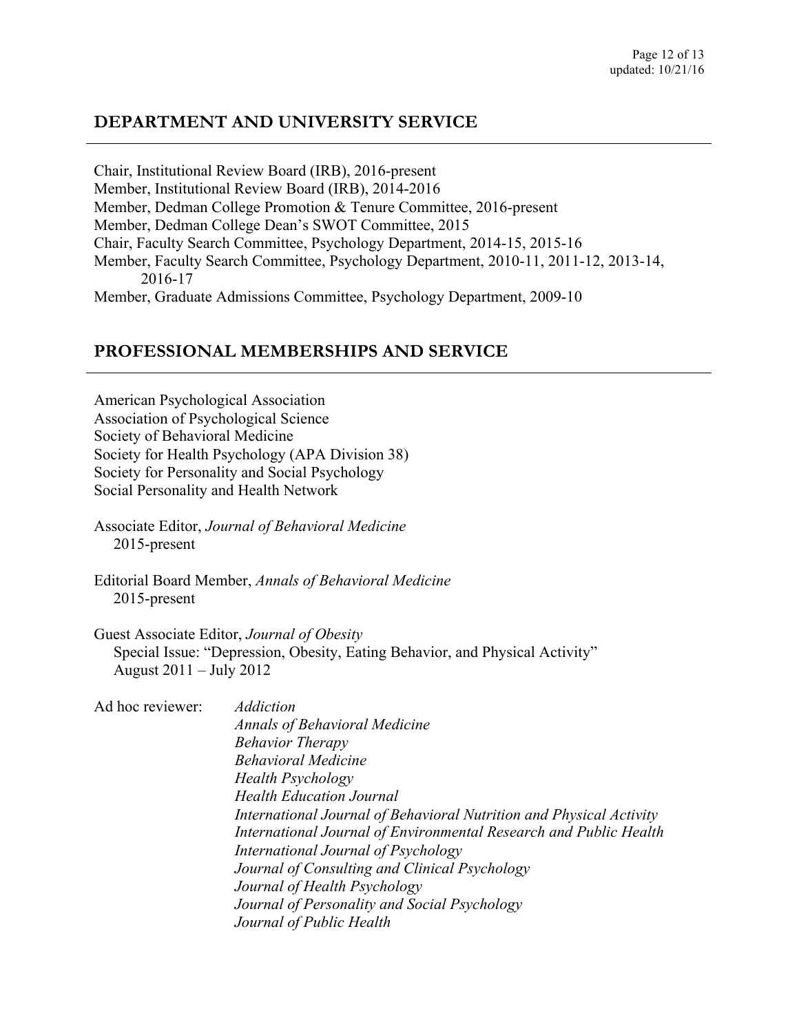## DEPARTMENT AND UNIVERSITY SERVICE

Chair, Institutional Review Board (IRB), 2016-present
Member, Institutional Review Board (IRB), 2014-2016
Member, Dedman College Promotion & Tenure Committee, 2016-present
Member, Dedman College Dean's SWOT Committee, 2015
Chair, Faculty Search Committee, Psychology Department, 2014-15, 2015-16
Member, Faculty Search Committee, Psychology Department, 2010-11, 2011-12, 2013-14, 2016-17
Member, Graduate Admissions Committee, Psychology Department, 2009-10

## PROFESSIONAL MEMBERSHIPS AND SERVICE

American Psychological Association
Association of Psychological Science
Society of Behavioral Medicine
Society for Health Psychology (APA Division 38)
Society for Personality and Social Psychology
Social Personality and Health Network

Associate Editor, *Journal of Behavioral Medicine*
2015-present

Editorial Board Member, *Annals of Behavioral Medicine*
2015-present

Guest Associate Editor, *Journal of Obesity*
Special Issue: "Depression, Obesity, Eating Behavior, and Physical Activity"
August 2011 – July 2012

Ad hoc reviewer:
*Addiction*
*Annals of Behavioral Medicine*
*Behavior Therapy*
*Behavioral Medicine*
*Health Psychology*
*Health Education Journal*
*International Journal of Behavioral Nutrition and Physical Activity*
*International Journal of Environmental Research and Public Health*
*International Journal of Psychology*
*Journal of Consulting and Clinical Psychology*
*Journal of Health Psychology*
*Journal of Personality and Social Psychology*
*Journal of Public Health*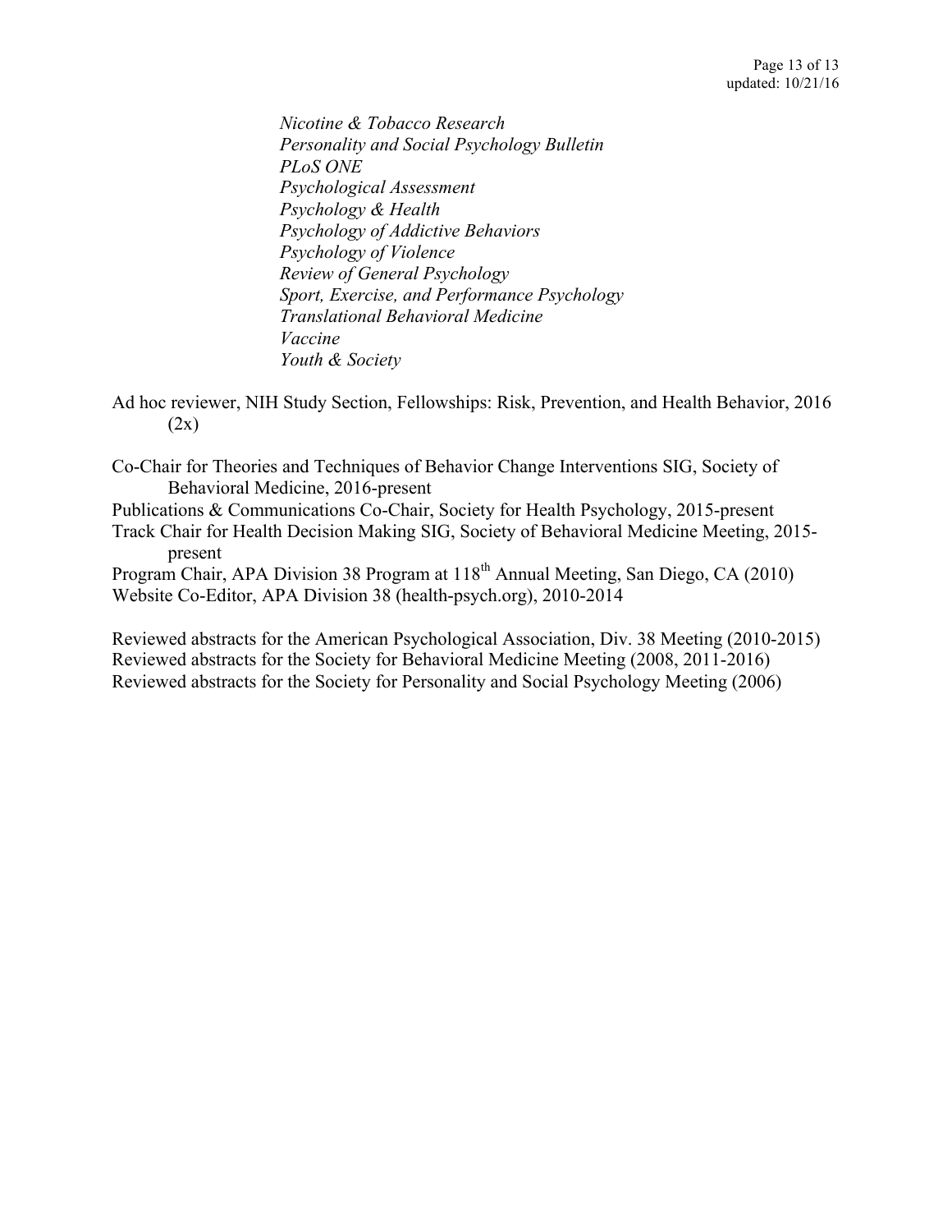*Nicotine & Tobacco Research*
*Personality and Social Psychology Bulletin*
*PLoS ONE*
*Psychological Assessment*
*Psychology & Health*
*Psychology of Addictive Behaviors*
*Psychology of Violence*
*Review of General Psychology*
*Sport, Exercise, and Performance Psychology*
*Translational Behavioral Medicine*
*Vaccine*
*Youth & Society*

Ad hoc reviewer, NIH Study Section, Fellowships: Risk, Prevention, and Health Behavior, 2016 (2x)

Co-Chair for Theories and Techniques of Behavior Change Interventions SIG, Society of Behavioral Medicine, 2016-present
Publications & Communications Co-Chair, Society for Health Psychology, 2015-present
Track Chair for Health Decision Making SIG, Society of Behavioral Medicine Meeting, 2015-present
Program Chair, APA Division 38 Program at 118th Annual Meeting, San Diego, CA (2010)
Website Co-Editor, APA Division 38 (health-psych.org), 2010-2014

Reviewed abstracts for the American Psychological Association, Div. 38 Meeting (2010-2015)
Reviewed abstracts for the Society for Behavioral Medicine Meeting (2008, 2011-2016)
Reviewed abstracts for the Society for Personality and Social Psychology Meeting (2006)